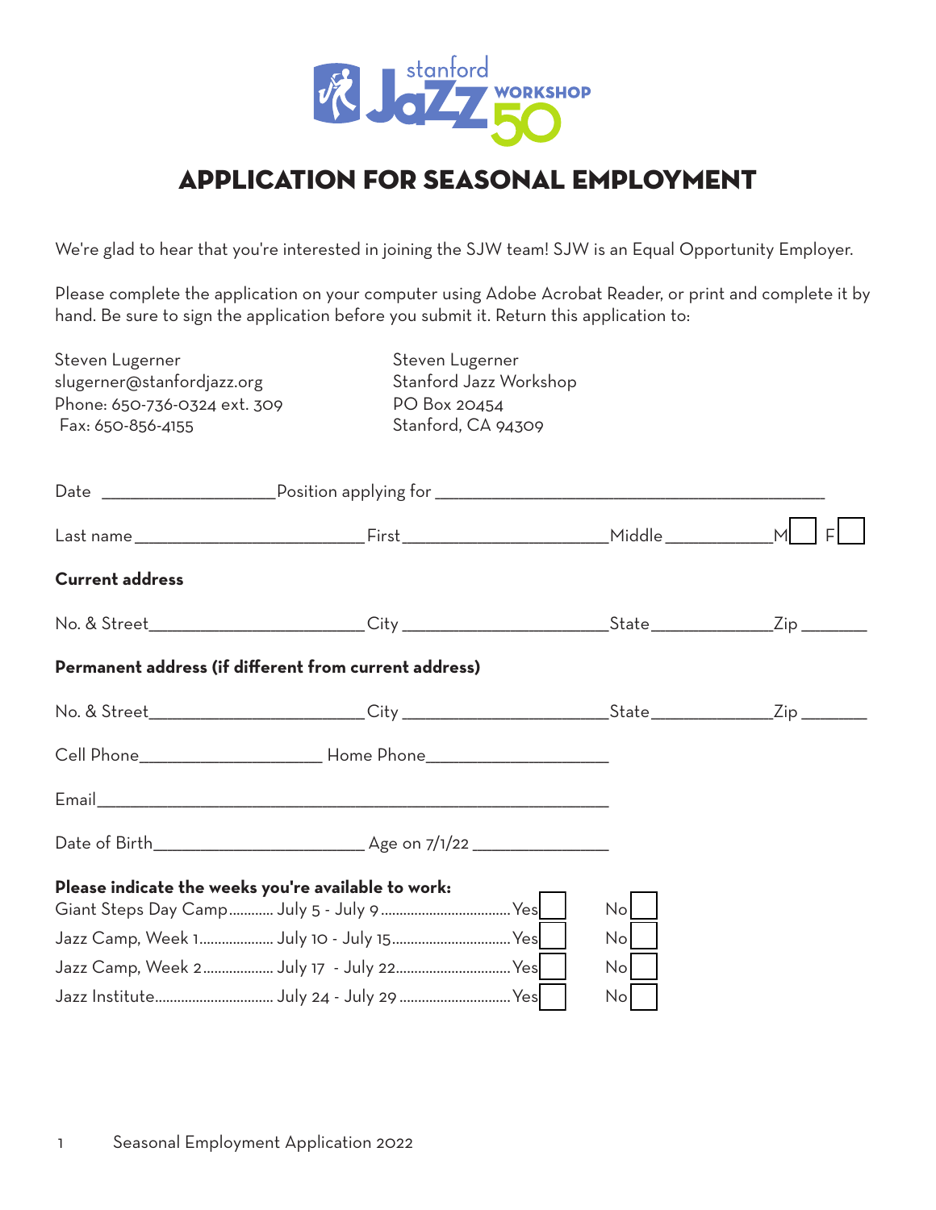stanford Jazz WORKSHOP 50

# APPLICATION FOR SEASONAL EMPLOYMENT

We're glad to hear that you're interested in joining the SJW team! SJW is an Equal Opportunity Employer.

Please complete the application on your computer using Adobe Acrobat Reader, or print and complete it by hand. Be sure to sign the application before you submit it. Return this application to:

Steven Lugerner
slugerner@stanfordjazz.org
Phone: 650-736-0324 ext. 309
Fax: 650-856-4155

Steven Lugerner
Stanford Jazz Workshop
PO Box 20454
Stanford, CA 94309

Date ____________________ Position applying for ____________________________________________

Last name __________________________ First _______________________ Middle ____________ M ☐ F ☐

**Current address**

No. & Street ________________________ City _______________________ State ______________ Zip ________

**Permanent address (if different from current address)**

No. & Street ________________________ City _______________________ State ______________ Zip ________

Cell Phone ____________________ Home Phone ____________________

Email ____________________________________________________________

Date of Birth ________________________ Age on 7/1/22 ________________

**Please indicate the weeks you're available to work:**

Giant Steps Day Camp............ July 5 - July 9.................................. Yes ☐ No ☐

Jazz Camp, Week 1.................... July 10 - July 15.............................. Yes ☐ No ☐

Jazz Camp, Week 2.................. July 17 - July 22.............................. Yes ☐ No ☐

Jazz Institute................................ July 24 - July 29 ............................ Yes ☐ No ☐

Seasonal Employment Application 2022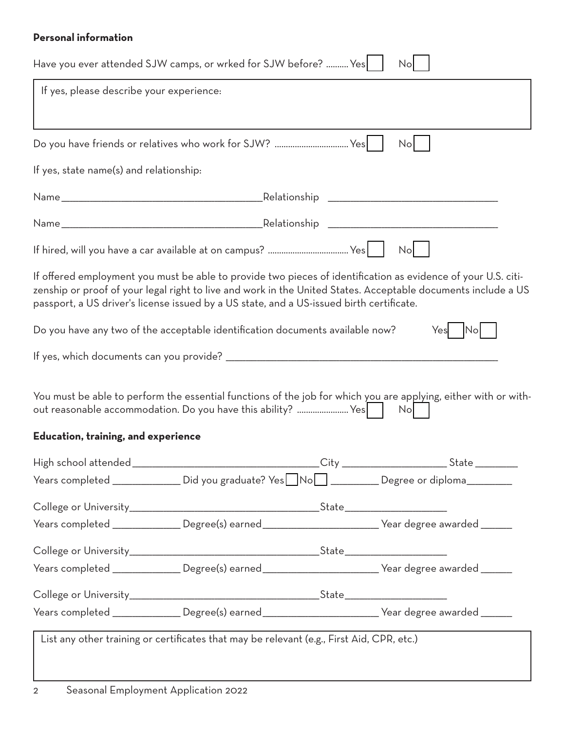**Personal information**

Have you ever attended SJW camps, or wrked for SJW before? .......... Yes ☐ No ☐

If yes, please describe your experience:

Do you have friends or relatives who work for SJW? ................................ Yes ☐ No ☐

If yes, state name(s) and relationship:

Name_____________________________________Relationship _______________________________

Name_____________________________________Relationship _______________________________

If hired, will you have a car available at on campus? ................................... Yes ☐ No ☐

If offered employment you must be able to provide two pieces of identification as evidence of your U.S. citizenship or proof of your legal right to live and work in the United States. Acceptable documents include a US passport, a US driver's license issued by a US state, and a US-issued birth certificate.

Do you have any two of the acceptable identification documents available now? Yes ☐ No ☐

If yes, which documents can you provide? ___________________________________________________

You must be able to perform the essential functions of the job for which you are applying, either with or without reasonable accommodation. Do you have this ability? ...................... Yes ☐ No ☐

**Education, training, and experience**

High school attended__________________________________City ___________________ State ________
Years completed ____________ Did you graduate? Yes ☐ No ☐ _________ Degree or diploma________

College or University__________________________________State__________________
Years completed ____________ Degree(s) earned_____________________ Year degree awarded ______

College or University__________________________________State__________________
Years completed ____________ Degree(s) earned_____________________ Year degree awarded ______

College or University__________________________________State__________________
Years completed ____________ Degree(s) earned_____________________ Year degree awarded ______

List any other training or certificates that may be relevant (e.g., First Aid, CPR, etc.)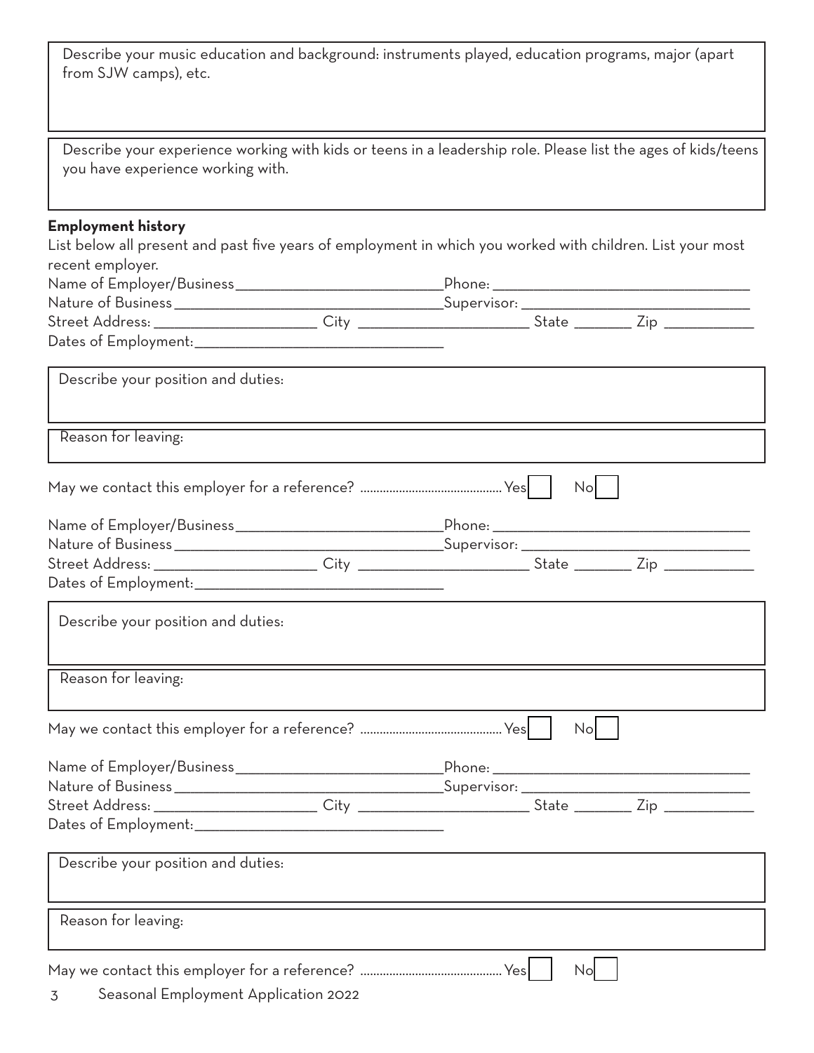Describe your music education and background: instruments played, education programs, major (apart from SJW camps), etc.

Describe your experience working with kids or teens in a leadership role. Please list the ages of kids/teens you have experience working with.

**Employment history**

List below all present and past five years of employment in which you worked with children. List your most recent employer.

Name of Employer/Business\_\_\_\_\_\_\_\_\_\_\_\_\_\_\_\_\_\_\_\_ Phone: \_\_\_\_\_\_\_\_\_\_\_\_\_\_\_\_\_\_\_\_

Nature of Business \_\_\_\_\_\_\_\_\_\_\_\_\_\_\_\_\_\_\_\_ Supervisor: \_\_\_\_\_\_\_\_\_\_\_\_\_\_\_\_\_\_\_\_

Street Address: \_\_\_\_\_\_\_\_\_\_\_\_\_\_\_\_ City \_\_\_\_\_\_\_\_\_\_\_\_\_\_\_\_ State \_\_\_\_\_\_ Zip \_\_\_\_\_\_\_\_

Dates of Employment: \_\_\_\_\_\_\_\_\_\_\_\_\_\_\_\_\_\_\_\_

Describe your position and duties:

Reason for leaving:

May we contact this employer for a reference? .......... Yes ☐ No ☐

Name of Employer/Business\_\_\_\_\_\_\_\_\_\_\_\_\_\_\_\_\_\_\_\_ Phone: \_\_\_\_\_\_\_\_\_\_\_\_\_\_\_\_\_\_\_\_

Nature of Business \_\_\_\_\_\_\_\_\_\_\_\_\_\_\_\_\_\_\_\_ Supervisor: \_\_\_\_\_\_\_\_\_\_\_\_\_\_\_\_\_\_\_\_

Street Address: \_\_\_\_\_\_\_\_\_\_\_\_\_\_\_\_ City \_\_\_\_\_\_\_\_\_\_\_\_\_\_\_\_ State \_\_\_\_\_\_ Zip \_\_\_\_\_\_\_\_

Dates of Employment: \_\_\_\_\_\_\_\_\_\_\_\_\_\_\_\_\_\_\_\_

Describe your position and duties:

Reason for leaving:

May we contact this employer for a reference? .......... Yes ☐ No ☐

Name of Employer/Business\_\_\_\_\_\_\_\_\_\_\_\_\_\_\_\_\_\_\_\_ Phone: \_\_\_\_\_\_\_\_\_\_\_\_\_\_\_\_\_\_\_\_

Nature of Business \_\_\_\_\_\_\_\_\_\_\_\_\_\_\_\_\_\_\_\_ Supervisor: \_\_\_\_\_\_\_\_\_\_\_\_\_\_\_\_\_\_\_\_

Street Address: \_\_\_\_\_\_\_\_\_\_\_\_\_\_\_\_ City \_\_\_\_\_\_\_\_\_\_\_\_\_\_\_\_ State \_\_\_\_\_\_ Zip \_\_\_\_\_\_\_\_

Dates of Employment: \_\_\_\_\_\_\_\_\_\_\_\_\_\_\_\_\_\_\_\_

Describe your position and duties:

Reason for leaving:

May we contact this employer for a reference? .......... Yes ☐ No ☐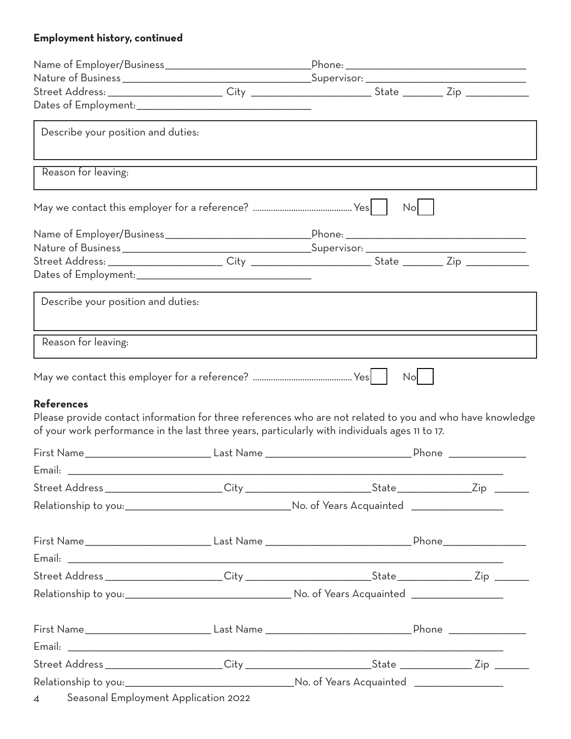**Employment history, continued**

Name of Employer/Business___________________________Phone: _________________________________
Nature of Business ________________________________Supervisor: ____________________________
Street Address: ____________________ City _____________________ State _______ Zip ___________
Dates of Employment:_______________________________

Describe your position and duties:

Reason for leaving:

May we contact this employer for a reference? ........................................ Yes [ ] No [ ]

Name of Employer/Business___________________________Phone: _________________________________
Nature of Business ________________________________Supervisor: ____________________________
Street Address: ____________________ City _____________________ State _______ Zip ___________
Dates of Employment:_______________________________

Describe your position and duties:

Reason for leaving:

May we contact this employer for a reference? ........................................ Yes [ ] No [ ]

**References**

Please provide contact information for three references who are not related to you and who have knowledge of your work performance in the last three years, particularly with individuals ages 11 to 17.

First Name______________________ Last Name __________________________ Phone ______________
Email: ___________________________________________________________________________________
Street Address _____________________City ______________________State_____________Zip ______
Relationship to you:_____________________________No. of Years Acquainted ________________

First Name______________________ Last Name __________________________ Phone______________
Email: ___________________________________________________________________________________
Street Address _____________________City ______________________State_____________ Zip ______
Relationship to you:_____________________________ No. of Years Acquainted ________________

First Name______________________ Last Name __________________________ Phone ______________
Email: ___________________________________________________________________________________
Street Address _____________________City ______________________State _____________ Zip ______
Relationship to you:_____________________________No. of Years Acquainted ________________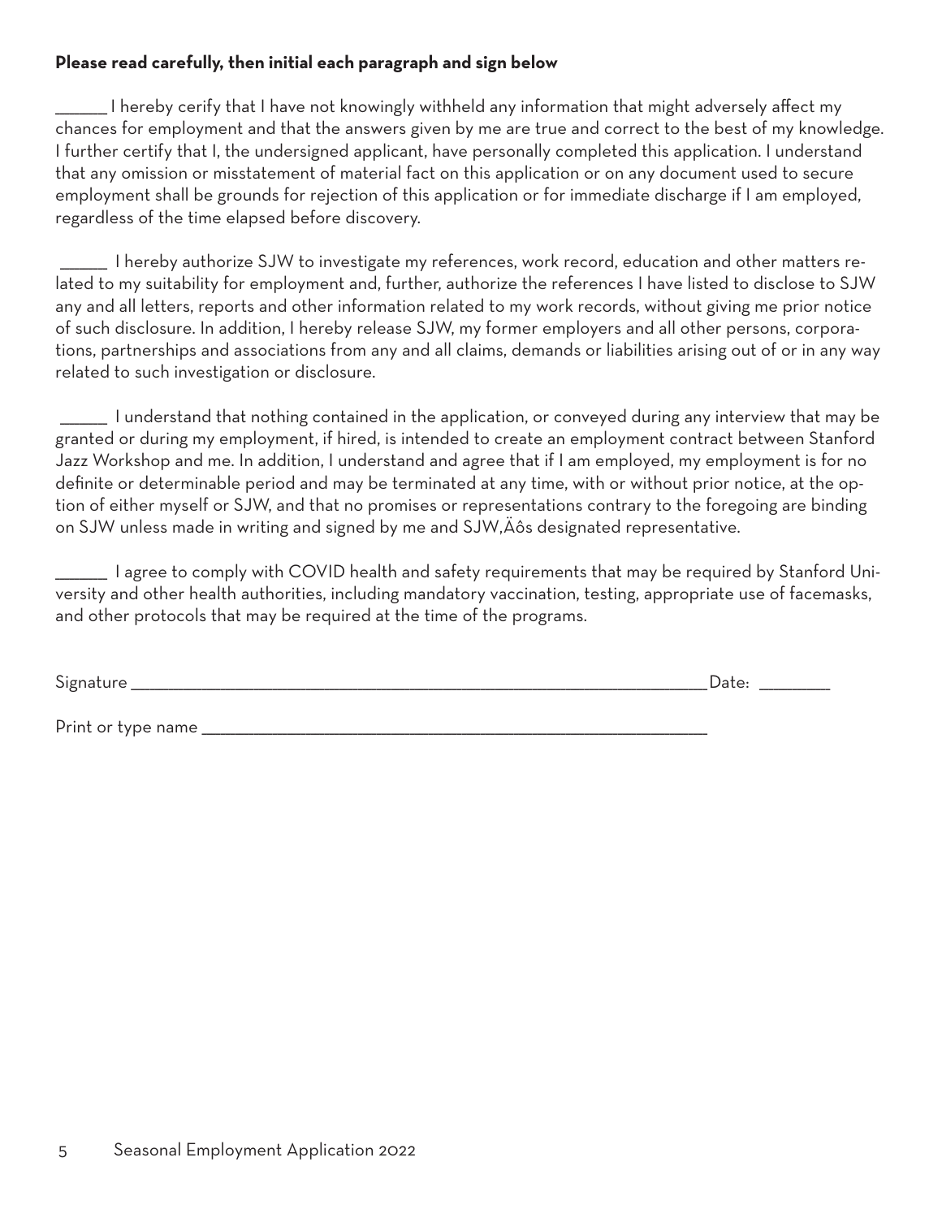**Please read carefully, then initial each paragraph and sign below**

______ I hereby cerify that I have not knowingly withheld any information that might adversely affect my chances for employment and that the answers given by me are true and correct to the best of my knowledge. I further certify that I, the undersigned applicant, have personally completed this application. I understand that any omission or misstatement of material fact on this application or on any document used to secure employment shall be grounds for rejection of this application or for immediate discharge if I am employed, regardless of the time elapsed before discovery.

______ I hereby authorize SJW to investigate my references, work record, education and other matters related to my suitability for employment and, further, authorize the references I have listed to disclose to SJW any and all letters, reports and other information related to my work records, without giving me prior notice of such disclosure. In addition, I hereby release SJW, my former employers and all other persons, corporations, partnerships and associations from any and all claims, demands or liabilities arising out of or in any way related to such investigation or disclosure.

______ I understand that nothing contained in the application, or conveyed during any interview that may be granted or during my employment, if hired, is intended to create an employment contract between Stanford Jazz Workshop and me. In addition, I understand and agree that if I am employed, my employment is for no definite or determinable period and may be terminated at any time, with or without prior notice, at the option of either myself or SJW, and that no promises or representations contrary to the foregoing are binding on SJW unless made in writing and signed by me and SJW,Äôs designated representative.

______ I agree to comply with COVID health and safety requirements that may be required by Stanford University and other health authorities, including mandatory vaccination, testing, appropriate use of facemasks, and other protocols that may be required at the time of the programs.

Signature ____________________________________________________________ Date: ________

Print or type name ____________________________________________________

Seasonal Employment Application 2022